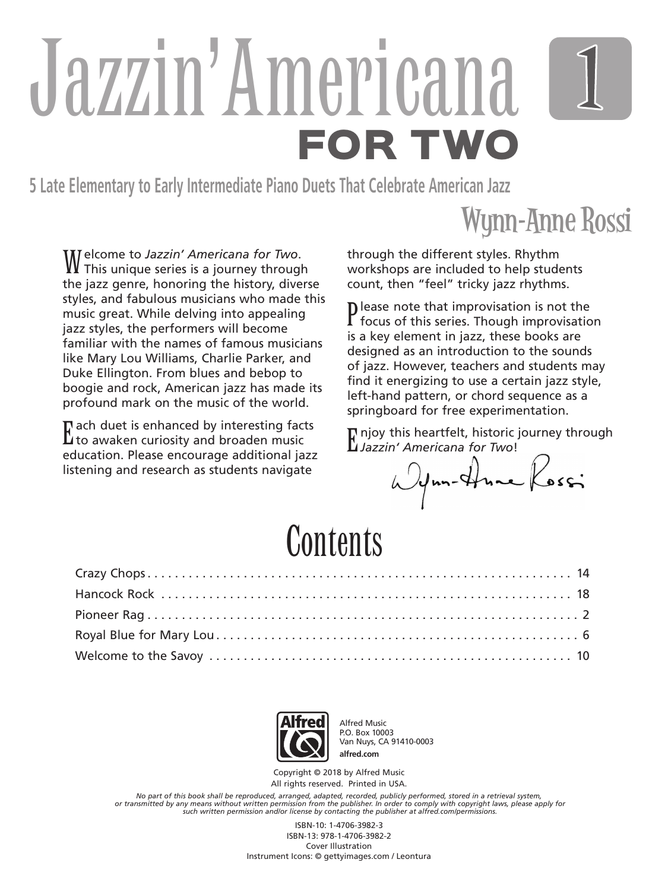# Jazzin' Americana 1

## FOR TWO

**5 Late Elementary to Early Intermediate Piano Duets That Celebrate American Jazz**

Wynn-Anne Rossi

Welcome to *Jazzin' Americana for Two*. This unique series is a journey through the jazz genre, honoring the history, diverse styles, and fabulous musicians who made this music great. While delving into appealing jazz styles, the performers will become familiar with the names of famous musicians like Mary Lou Williams, Charlie Parker, and Duke Ellington. From blues and bebop to boogie and rock, American jazz has made its profound mark on the music of the world.

Each duet is enhanced by interesting facts to awaken curiosity and broaden music education. Please encourage additional jazz listening and research as students navigate through the different styles. Rhythm workshops are included to help students count, then "feel" tricky jazz rhythms.

Please note that improvisation is not the focus of this series. Though improvisation is a key element in jazz, these books are designed as an introduction to the sounds of jazz. However, teachers and students may find it energizing to use a certain jazz style, left-hand pattern, or chord sequence as a springboard for free experimentation.

Enjoy this heartfelt, historic journey through *Jazzin' Americana for Two*!

Wynn-Anne Rossi

# Contents

Crazy Chops . . . . . . . . . . 14
Hancock Rock . . . . . . . . . . 18
Pioneer Rag . . . . . . . . . . 2
Royal Blue for Mary Lou . . . . . . . . . . 6
Welcome to the Savoy . . . . . . . . . . 10

Alfred Music
P.O. Box 10003
Van Nuys, CA 91410-0003
**alfred.com**

Copyright © 2018 by Alfred Music
All rights reserved. Printed in USA.

*No part of this book shall be reproduced, arranged, adapted, recorded, publicly performed, stored in a retrieval system, or transmitted by any means without written permission from the publisher. In order to comply with copyright laws, please apply for such written permission and/or license by contacting the publisher at alfred.com/permissions.*

ISBN-10: 1-4706-3982-3
ISBN-13: 978-1-4706-3982-2
Cover Illustration
Instrument Icons: © gettyimages.com / Leontura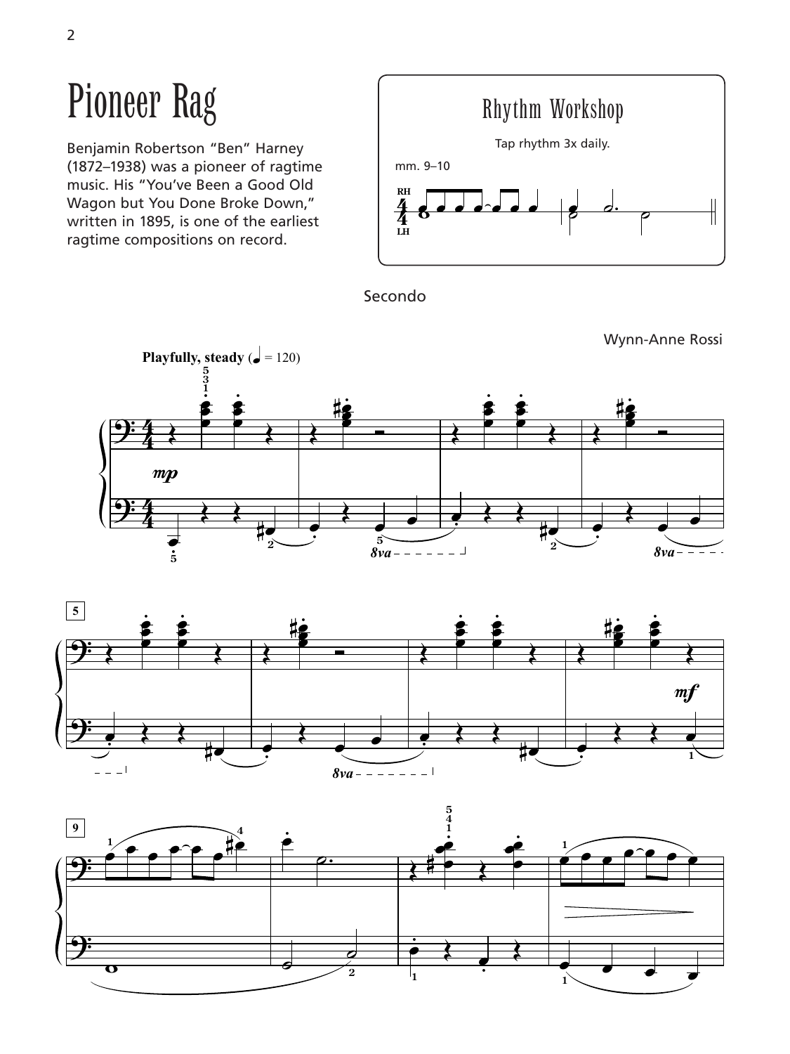# Pioneer Rag

Benjamin Robertson "Ben" Harney (1872–1938) was a pioneer of ragtime music. His "You've Been a Good Old Wagon but You Done Broke Down," written in 1895, is one of the earliest ragtime compositions on record.

## Rhythm Workshop

Tap rhythm 3x daily.

mm. 9–10

Secondo

Wynn-Anne Rossi

**Playfully, steady** (♩ = 120)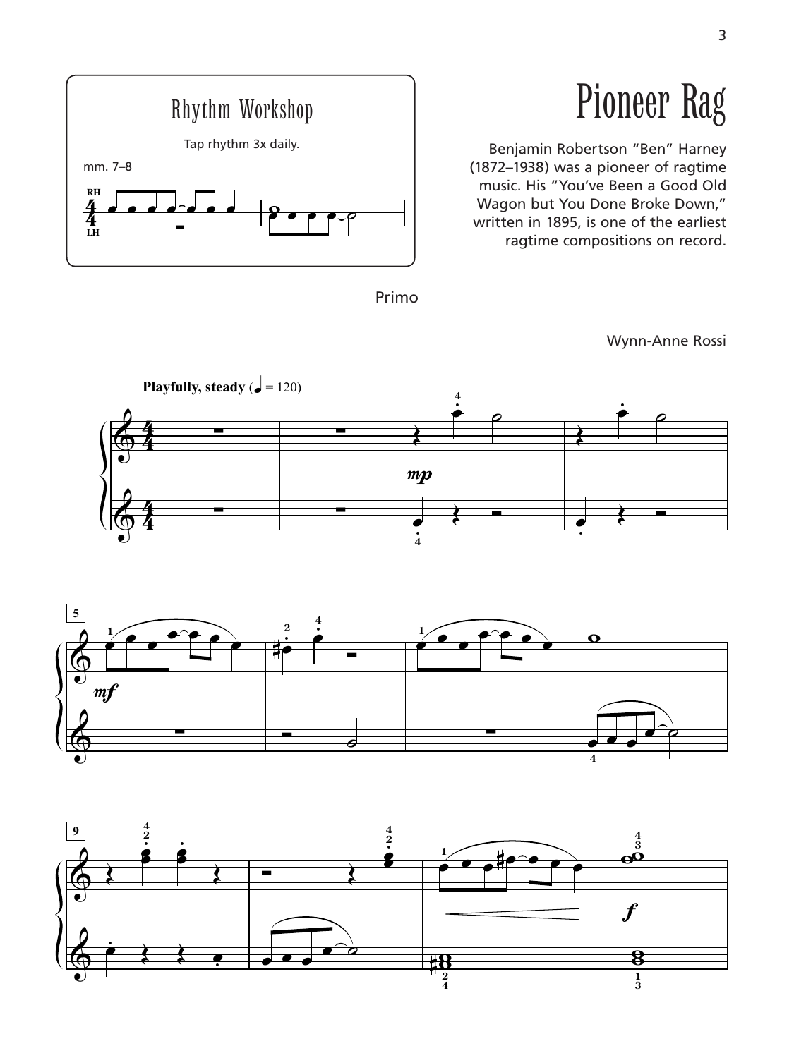# Pioneer Rag

Benjamin Robertson “Ben” Harney (1872–1938) was a pioneer of ragtime music. His “You’ve Been a Good Old Wagon but You Done Broke Down,” written in 1895, is one of the earliest ragtime compositions on record.

**Rhythm Workshop**

Tap rhythm 3x daily.

mm. 7–8

Primo

Wynn-Anne Rossi

**Playfully, steady** (♩ = 120)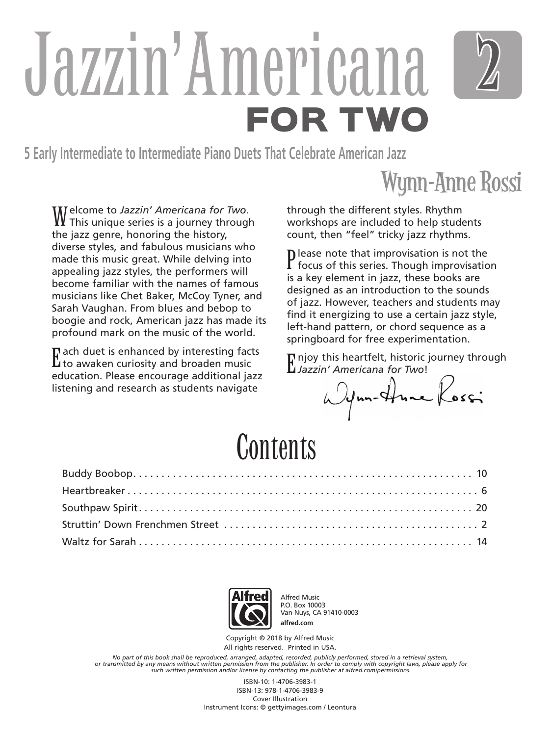# Jazzin' Americana 2

## FOR TWO

### 5 Early Intermediate to Intermediate Piano Duets That Celebrate American Jazz

Wynn-Anne Rossi

Welcome to *Jazzin' Americana for Two*. This unique series is a journey through the jazz genre, honoring the history, diverse styles, and fabulous musicians who made this music great. While delving into appealing jazz styles, the performers will become familiar with the names of famous musicians like Chet Baker, McCoy Tyner, and Sarah Vaughan. From blues and bebop to boogie and rock, American jazz has made its profound mark on the music of the world.

Each duet is enhanced by interesting facts to awaken curiosity and broaden music education. Please encourage additional jazz listening and research as students navigate through the different styles. Rhythm workshops are included to help students count, then "feel" tricky jazz rhythms.

Please note that improvisation is not the focus of this series. Though improvisation is a key element in jazz, these books are designed as an introduction to the sounds of jazz. However, teachers and students may find it energizing to use a certain jazz style, left-hand pattern, or chord sequence as a springboard for free experimentation.

Enjoy this heartfelt, historic journey through *Jazzin' Americana for Two*!

Wynn-Anne Rossi

# Contents

| | |
|---|---|
| Buddy Boobop | 10 |
| Heartbreaker | 6 |
| Southpaw Spirit | 20 |
| Struttin' Down Frenchmen Street | 2 |
| Waltz for Sarah | 14 |

Alfred Music
P.O. Box 10003
Van Nuys, CA 91410-0003
**alfred.com**

Copyright © 2018 by Alfred Music
All rights reserved. Printed in USA.

*No part of this book shall be reproduced, arranged, adapted, recorded, publicly performed, stored in a retrieval system, or transmitted by any means without written permission from the publisher. In order to comply with copyright laws, please apply for such written permission and/or license by contacting the publisher at alfred.com/permissions.*

ISBN-10: 1-4706-3983-1
ISBN-13: 978-1-4706-3983-9
Cover Illustration
Instrument Icons: © gettyimages.com / Leontura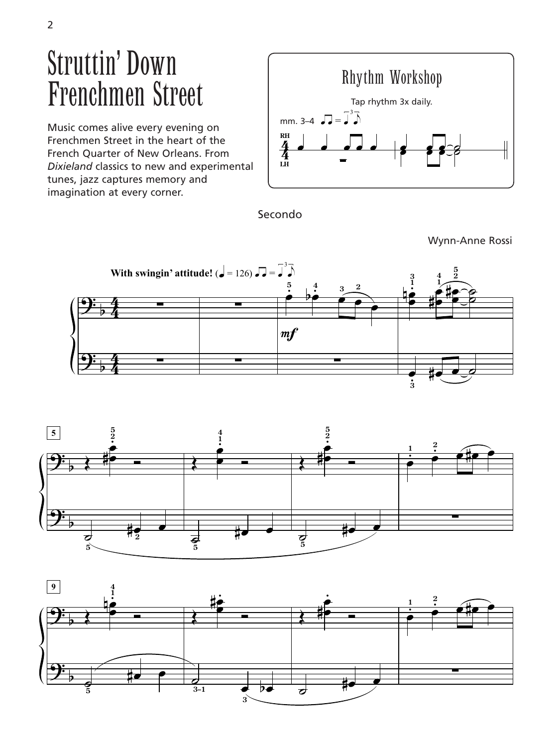# Struttin' Down Frenchmen Street

Music comes alive every evening on Frenchmen Street in the heart of the French Quarter of New Orleans. From *Dixieland* classics to new and experimental tunes, jazz captures memory and imagination at every corner.

## Rhythm Workshop

Tap rhythm 3x daily.

mm. 3–4

Secondo

Wynn-Anne Rossi

**With swingin' attitude!** (♩ = 126)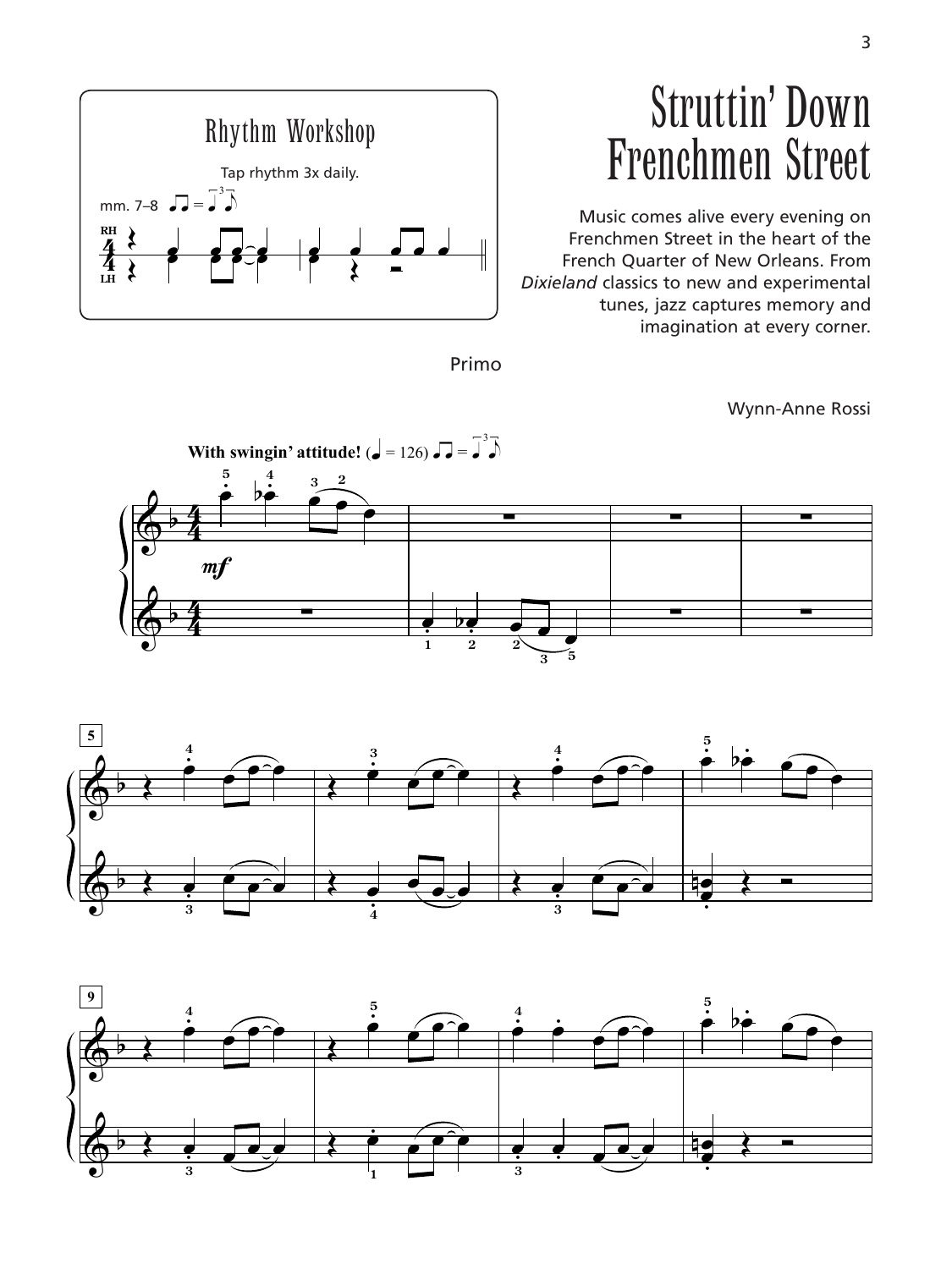# Struttin' Down Frenchmen Street

Music comes alive every evening on Frenchmen Street in the heart of the French Quarter of New Orleans. From *Dixieland* classics to new and experimental tunes, jazz captures memory and imagination at every corner.

## Rhythm Workshop

Tap rhythm 3x daily.

mm. 7–8

Primo

Wynn-Anne Rossi

**With swingin' attitude!** (♩ = 126)